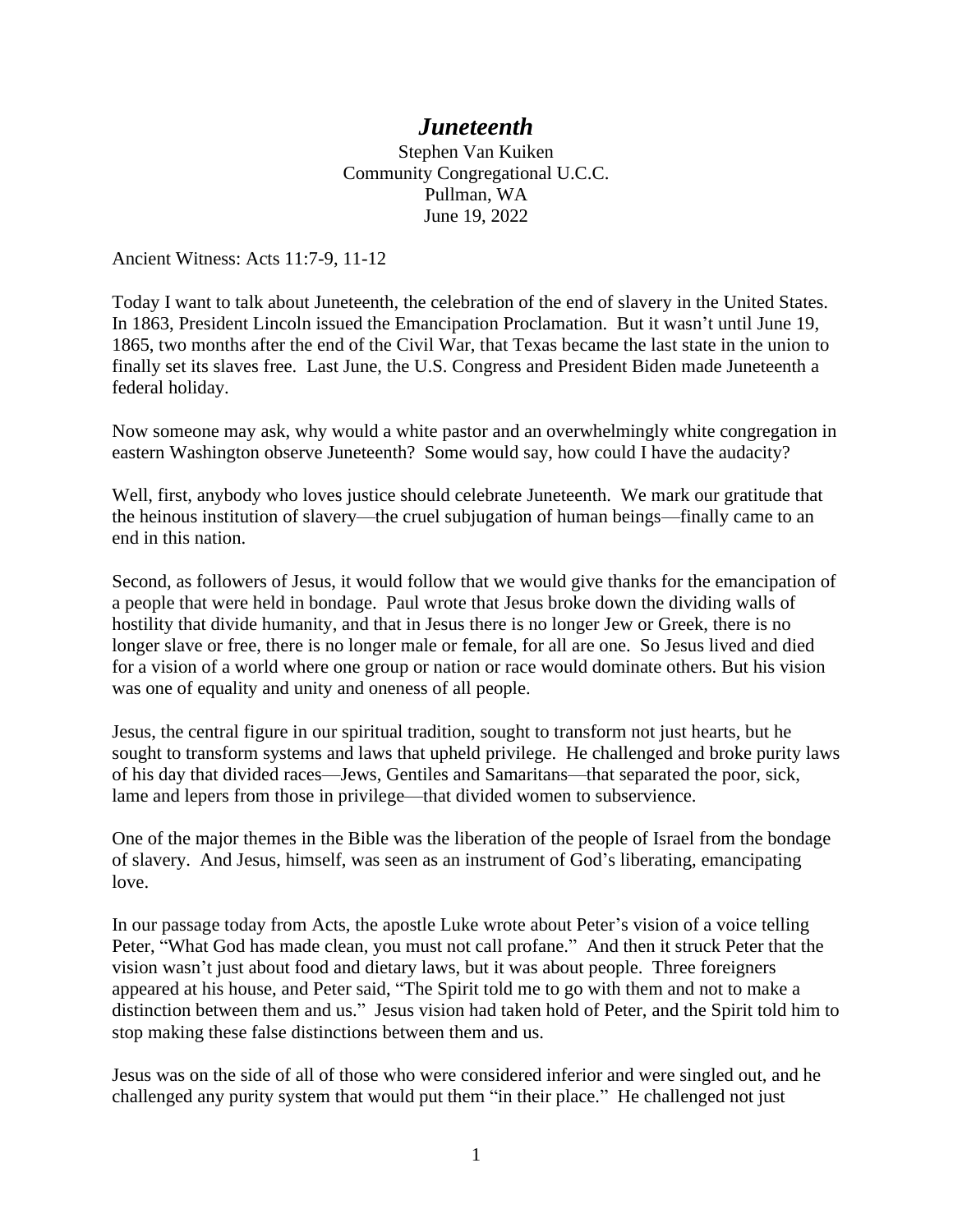# *Juneteenth*

Stephen Van Kuiken
Community Congregational U.C.C.
Pullman, WA
June 19, 2022

Ancient Witness: Acts 11:7-9, 11-12

Today I want to talk about Juneteenth, the celebration of the end of slavery in the United States. In 1863, President Lincoln issued the Emancipation Proclamation. But it wasn't until June 19, 1865, two months after the end of the Civil War, that Texas became the last state in the union to finally set its slaves free. Last June, the U.S. Congress and President Biden made Juneteenth a federal holiday.

Now someone may ask, why would a white pastor and an overwhelmingly white congregation in eastern Washington observe Juneteenth? Some would say, how could I have the audacity?

Well, first, anybody who loves justice should celebrate Juneteenth. We mark our gratitude that the heinous institution of slavery—the cruel subjugation of human beings—finally came to an end in this nation.

Second, as followers of Jesus, it would follow that we would give thanks for the emancipation of a people that were held in bondage. Paul wrote that Jesus broke down the dividing walls of hostility that divide humanity, and that in Jesus there is no longer Jew or Greek, there is no longer slave or free, there is no longer male or female, for all are one. So Jesus lived and died for a vision of a world where one group or nation or race would dominate others. But his vision was one of equality and unity and oneness of all people.

Jesus, the central figure in our spiritual tradition, sought to transform not just hearts, but he sought to transform systems and laws that upheld privilege. He challenged and broke purity laws of his day that divided races—Jews, Gentiles and Samaritans—that separated the poor, sick, lame and lepers from those in privilege—that divided women to subservience.

One of the major themes in the Bible was the liberation of the people of Israel from the bondage of slavery. And Jesus, himself, was seen as an instrument of God's liberating, emancipating love.

In our passage today from Acts, the apostle Luke wrote about Peter's vision of a voice telling Peter, "What God has made clean, you must not call profane." And then it struck Peter that the vision wasn't just about food and dietary laws, but it was about people. Three foreigners appeared at his house, and Peter said, "The Spirit told me to go with them and not to make a distinction between them and us." Jesus vision had taken hold of Peter, and the Spirit told him to stop making these false distinctions between them and us.

Jesus was on the side of all of those who were considered inferior and were singled out, and he challenged any purity system that would put them "in their place." He challenged not just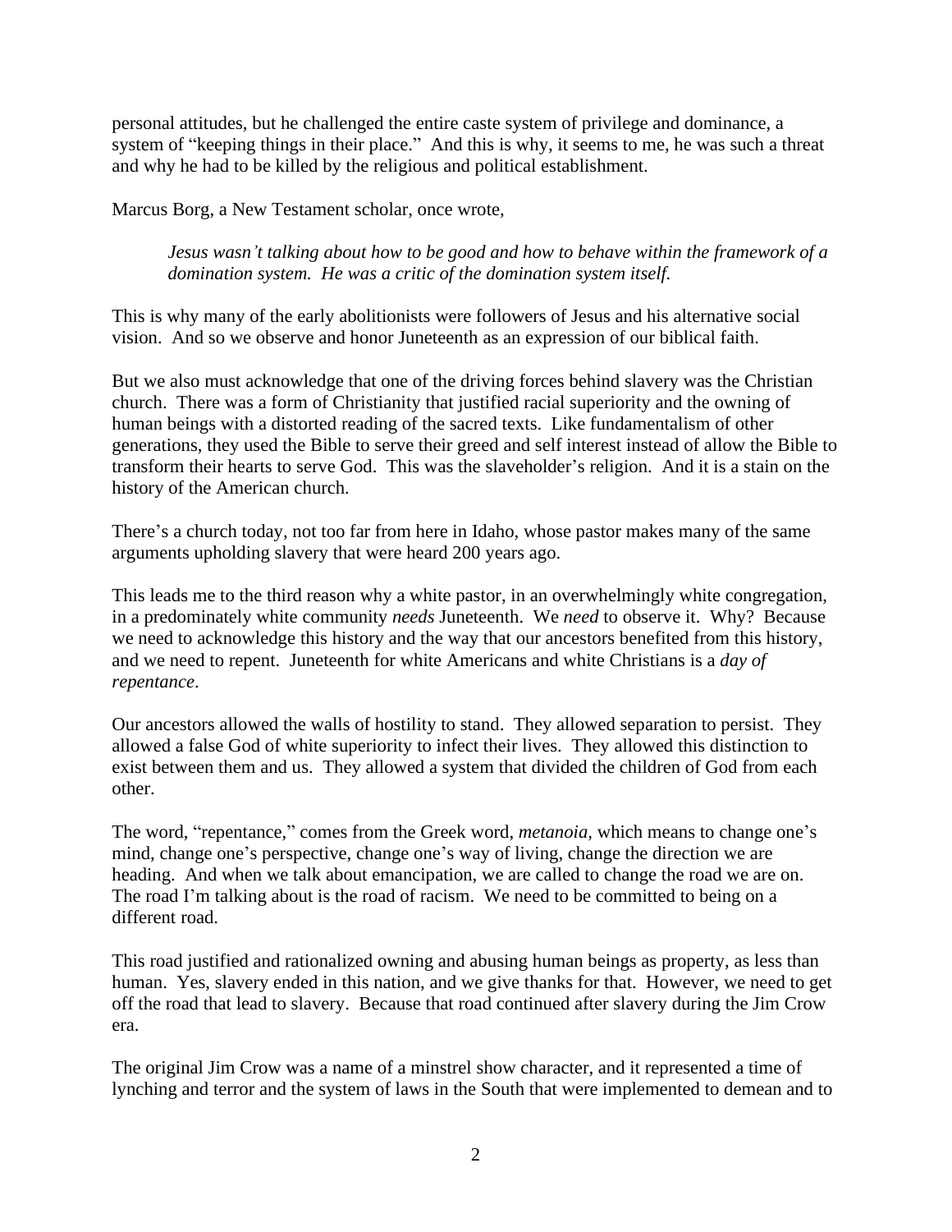personal attitudes, but he challenged the entire caste system of privilege and dominance, a system of "keeping things in their place." And this is why, it seems to me, he was such a threat and why he had to be killed by the religious and political establishment.

Marcus Borg, a New Testament scholar, once wrote,

> *Jesus wasn't talking about how to be good and how to behave within the framework of a domination system. He was a critic of the domination system itself.*

This is why many of the early abolitionists were followers of Jesus and his alternative social vision. And so we observe and honor Juneteenth as an expression of our biblical faith.

But we also must acknowledge that one of the driving forces behind slavery was the Christian church. There was a form of Christianity that justified racial superiority and the owning of human beings with a distorted reading of the sacred texts. Like fundamentalism of other generations, they used the Bible to serve their greed and self interest instead of allow the Bible to transform their hearts to serve God. This was the slaveholder's religion. And it is a stain on the history of the American church.

There's a church today, not too far from here in Idaho, whose pastor makes many of the same arguments upholding slavery that were heard 200 years ago.

This leads me to the third reason why a white pastor, in an overwhelmingly white congregation, in a predominately white community *needs* Juneteenth. We *need* to observe it. Why? Because we need to acknowledge this history and the way that our ancestors benefited from this history, and we need to repent. Juneteenth for white Americans and white Christians is a *day of repentance*.

Our ancestors allowed the walls of hostility to stand. They allowed separation to persist. They allowed a false God of white superiority to infect their lives. They allowed this distinction to exist between them and us. They allowed a system that divided the children of God from each other.

The word, "repentance," comes from the Greek word, *metanoia*, which means to change one's mind, change one's perspective, change one's way of living, change the direction we are heading. And when we talk about emancipation, we are called to change the road we are on. The road I'm talking about is the road of racism. We need to be committed to being on a different road.

This road justified and rationalized owning and abusing human beings as property, as less than human. Yes, slavery ended in this nation, and we give thanks for that. However, we need to get off the road that lead to slavery. Because that road continued after slavery during the Jim Crow era.

The original Jim Crow was a name of a minstrel show character, and it represented a time of lynching and terror and the system of laws in the South that were implemented to demean and to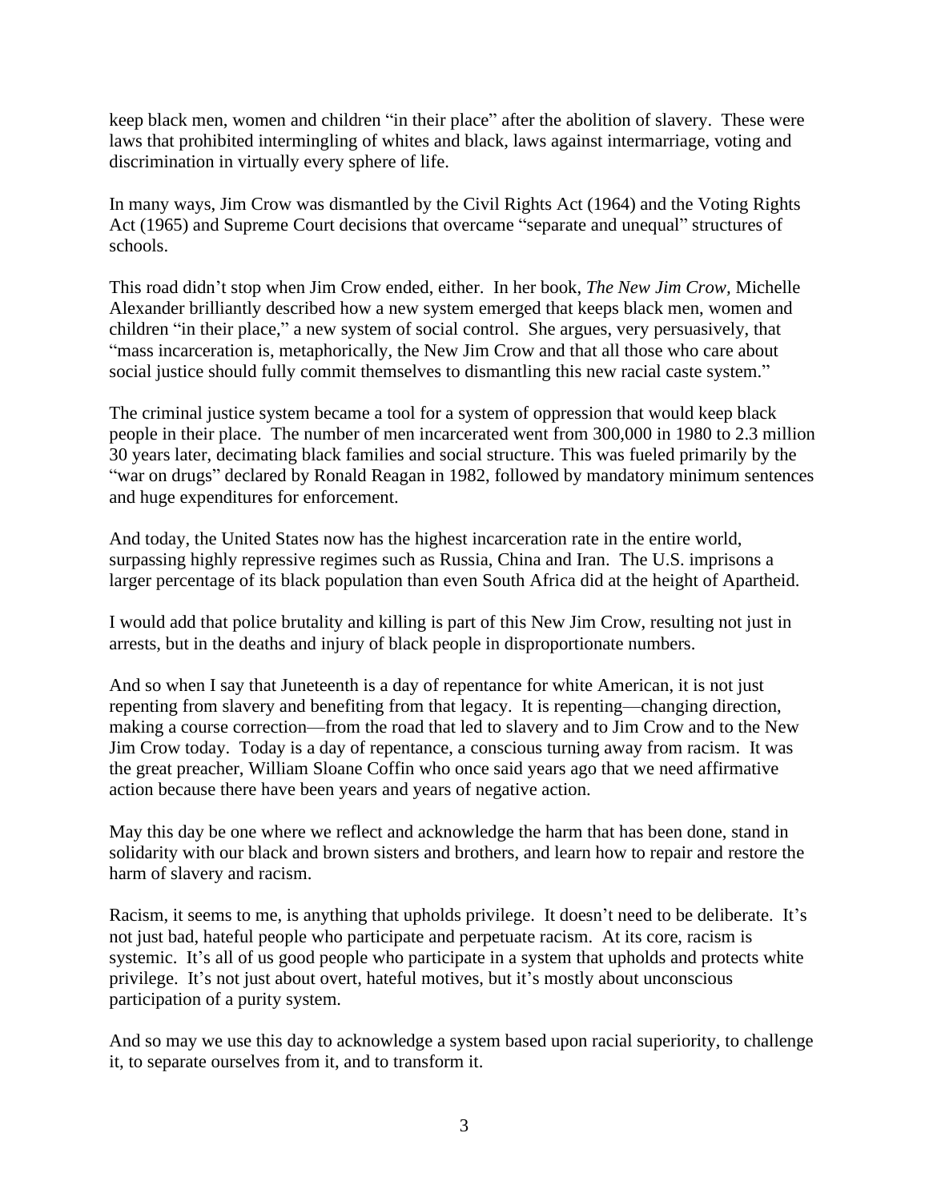keep black men, women and children "in their place" after the abolition of slavery. These were laws that prohibited intermingling of whites and black, laws against intermarriage, voting and discrimination in virtually every sphere of life.

In many ways, Jim Crow was dismantled by the Civil Rights Act (1964) and the Voting Rights Act (1965) and Supreme Court decisions that overcame "separate and unequal" structures of schools.

This road didn't stop when Jim Crow ended, either. In her book, *The New Jim Crow,* Michelle Alexander brilliantly described how a new system emerged that keeps black men, women and children "in their place," a new system of social control. She argues, very persuasively, that "mass incarceration is, metaphorically, the New Jim Crow and that all those who care about social justice should fully commit themselves to dismantling this new racial caste system."

The criminal justice system became a tool for a system of oppression that would keep black people in their place. The number of men incarcerated went from 300,000 in 1980 to 2.3 million 30 years later, decimating black families and social structure. This was fueled primarily by the "war on drugs" declared by Ronald Reagan in 1982, followed by mandatory minimum sentences and huge expenditures for enforcement.

And today, the United States now has the highest incarceration rate in the entire world, surpassing highly repressive regimes such as Russia, China and Iran. The U.S. imprisons a larger percentage of its black population than even South Africa did at the height of Apartheid.

I would add that police brutality and killing is part of this New Jim Crow, resulting not just in arrests, but in the deaths and injury of black people in disproportionate numbers.

And so when I say that Juneteenth is a day of repentance for white American, it is not just repenting from slavery and benefiting from that legacy. It is repenting—changing direction, making a course correction—from the road that led to slavery and to Jim Crow and to the New Jim Crow today. Today is a day of repentance, a conscious turning away from racism. It was the great preacher, William Sloane Coffin who once said years ago that we need affirmative action because there have been years and years of negative action.

May this day be one where we reflect and acknowledge the harm that has been done, stand in solidarity with our black and brown sisters and brothers, and learn how to repair and restore the harm of slavery and racism.

Racism, it seems to me, is anything that upholds privilege. It doesn't need to be deliberate. It's not just bad, hateful people who participate and perpetuate racism. At its core, racism is systemic. It's all of us good people who participate in a system that upholds and protects white privilege. It's not just about overt, hateful motives, but it's mostly about unconscious participation of a purity system.

And so may we use this day to acknowledge a system based upon racial superiority, to challenge it, to separate ourselves from it, and to transform it.